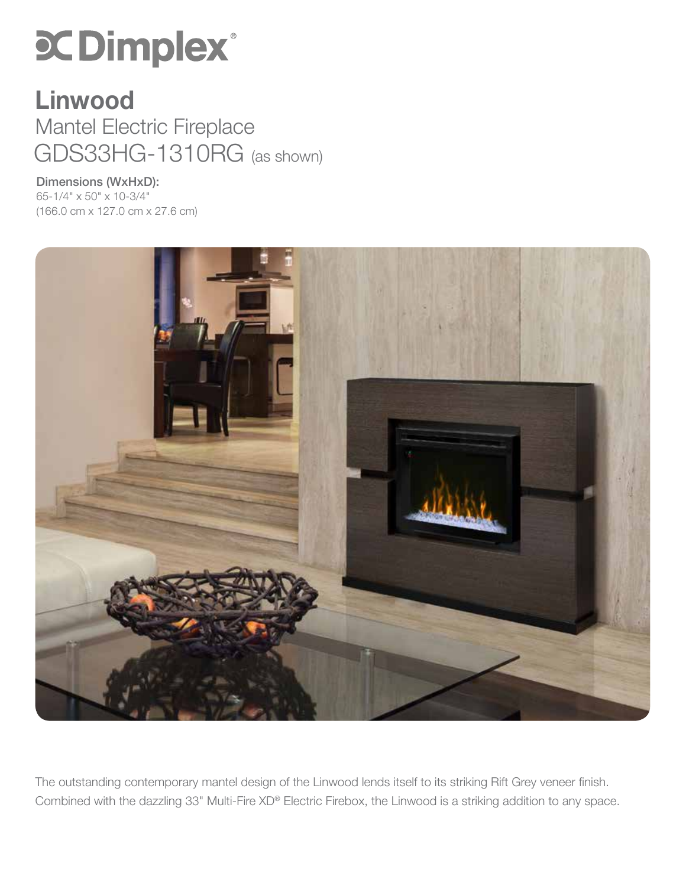# Dimplex®

## Linwood

Mantel Electric Fireplace

GDS33HG-1310RG (as shown)

**Dimensions (WxHxD):**

65-1/4" x 50" x 10-3/4"
(166.0 cm x 127.0 cm x 27.6 cm)

The outstanding contemporary mantel design of the Linwood lends itself to its striking Rift Grey veneer finish. Combined with the dazzling 33" Multi-Fire XD® Electric Firebox, the Linwood is a striking addition to any space.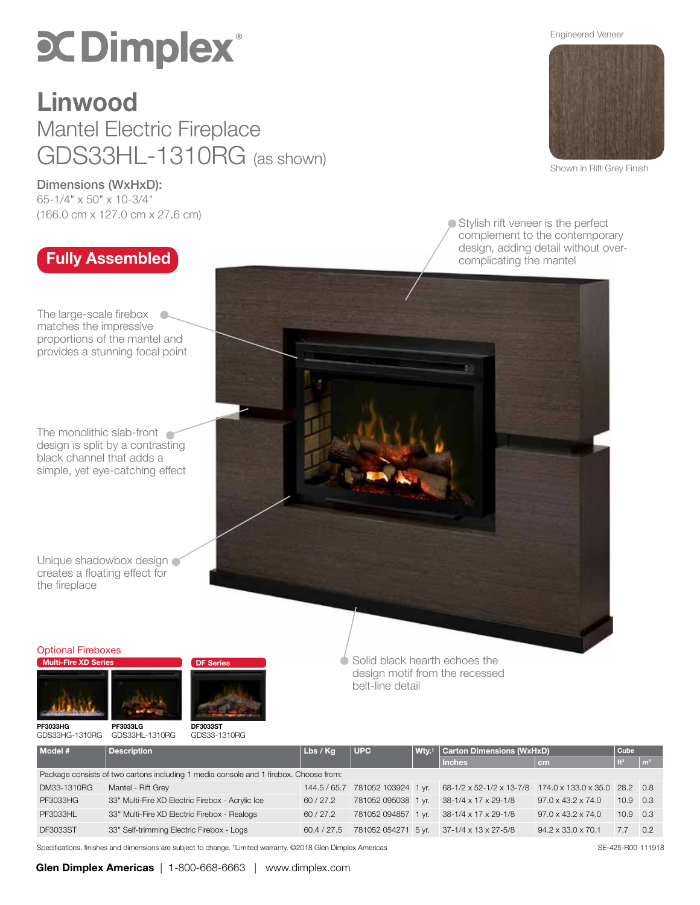# Dimplex®

## Linwood

Mantel Electric Fireplace

GDS33HL-1310RG (as shown)

**Dimensions (WxHxD):**
65-1/4" x 50" x 10-3/4"
(166.0 cm x 127.0 cm x 27.6 cm)

Engineered Veneer

Shown in Rift Grey Finish

**Fully Assembled**

Stylish rift veneer is the perfect complement to the contemporary design, adding detail without over-complicating the mantel

The large-scale firebox matches the impressive proportions of the mantel and provides a stunning focal point

The monolithic slab-front design is split by a contrasting black channel that adds a simple, yet eye-catching effect

Unique shadowbox design creates a floating effect for the fireplace

Solid black hearth echoes the design motif from the recessed belt-line detail

### Optional Fireboxes

**Multi-Fire XD Series**

**PF3033HG**
GDS33HG-1310RG

**PF3033LG**
GDS33HL-1310RG

**DF Series**

**DF3033ST**
GDS33-1310RG

| Model # | Description | Lbs / Kg | UPC | Wty.† | Carton Dimensions (WxHxD) | | Cube | |
|---|---|---|---|---|---|---|---|---|
| | | | | | Inches | cm | ft³ | m³ |
| Package consists of two cartons including 1 media console and 1 firebox. Choose from: | | | | | | | | |
| DM33-1310RG | Mantel - Rift Grey | 144.5 / 65.7 | 781052 103924 | 1 yr. | 68-1/2 x 52-1/2 x 13-7/8 | 174.0 x 133.0 x 35.0 | 28.2 | 0.8 |
| PF3033HG | 33" Multi-Fire XD Electric Firebox - Acrylic Ice | 60 / 27.2 | 781052 095038 | 1 yr. | 38-1/4 x 17 x 29-1/8 | 97.0 x 43.2 x 74.0 | 10.9 | 0.3 |
| PF3033HL | 33" Multi-Fire XD Electric Firebox - Realogs | 60 / 27.2 | 781052 094857 | 1 yr. | 38-1/4 x 17 x 29-1/8 | 97.0 x 43.2 x 74.0 | 10.9 | 0.3 |
| DF3033ST | 33" Self-trimming Electric Firebox - Logs | 60.4 / 27.5 | 781052 054271 | 5 yr. | 37-1/4 x 13 x 27-5/8 | 94.2 x 33.0 x 70.1 | 7.7 | 0.2 |

Specifications, finishes and dimensions are subject to change. †Limited warranty. ©2018 Glen Dimplex Americas

SE-425-R00-111918

**Glen Dimplex Americas** | 1-800-668-6663 | www.dimplex.com